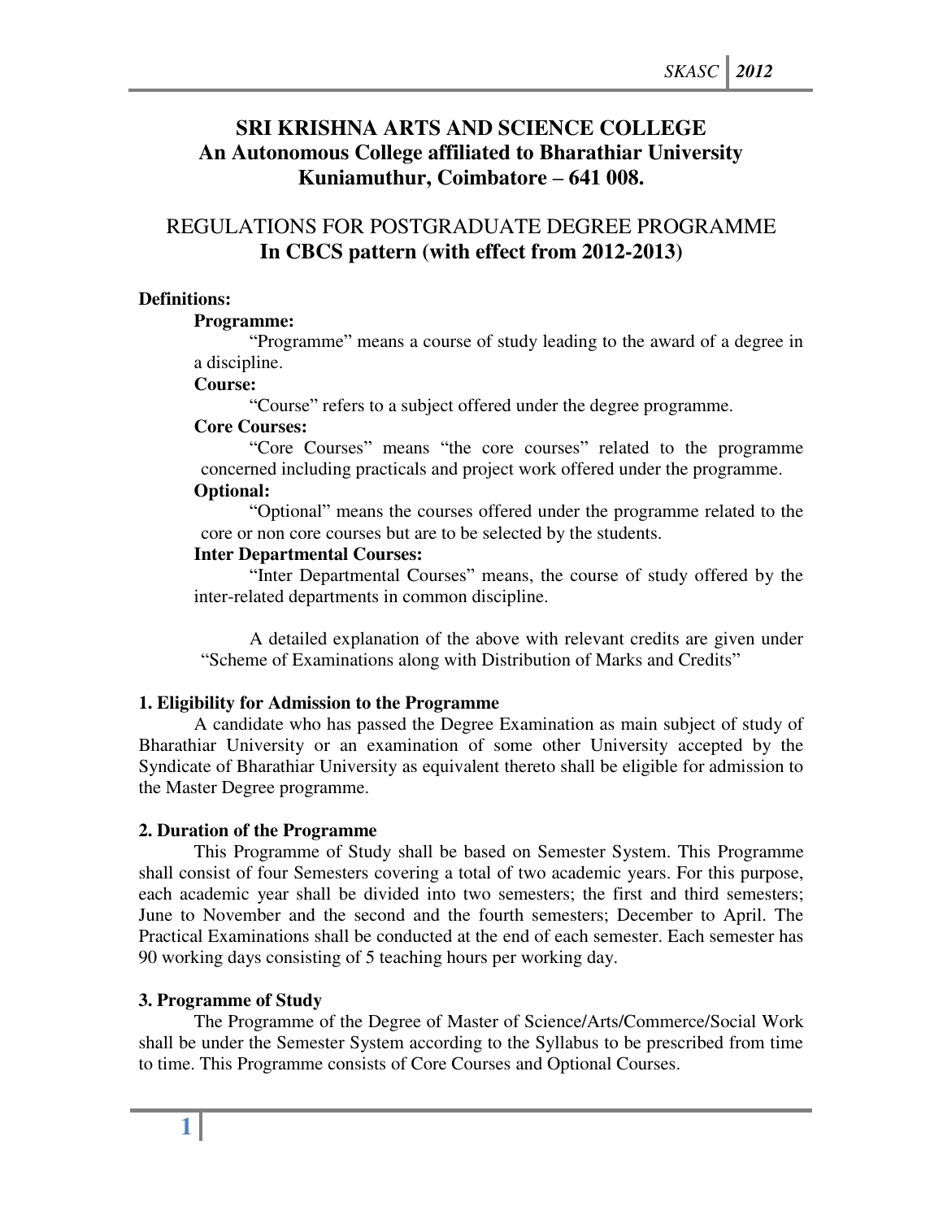# SRI KRISHNA ARTS AND SCIENCE COLLEGE
## An Autonomous College affiliated to Bharathiar University
## Kuniamuthur, Coimbatore – 641 008.

## REGULATIONS FOR POSTGRADUATE DEGREE PROGRAMME
## In CBCS pattern (with effect from 2012-2013)

**Definitions:**

**Programme:**

"Programme" means a course of study leading to the award of a degree in a discipline.

**Course:**

"Course" refers to a subject offered under the degree programme.

**Core Courses:**

"Core Courses" means "the core courses" related to the programme concerned including practicals and project work offered under the programme.

**Optional:**

"Optional" means the courses offered under the programme related to the core or non core courses but are to be selected by the students.

**Inter Departmental Courses:**

"Inter Departmental Courses" means, the course of study offered by the inter-related departments in common discipline.

A detailed explanation of the above with relevant credits are given under "Scheme of Examinations along with Distribution of Marks and Credits"

### 1. Eligibility for Admission to the Programme

A candidate who has passed the Degree Examination as main subject of study of Bharathiar University or an examination of some other University accepted by the Syndicate of Bharathiar University as equivalent thereto shall be eligible for admission to the Master Degree programme.

### 2. Duration of the Programme

This Programme of Study shall be based on Semester System. This Programme shall consist of four Semesters covering a total of two academic years. For this purpose, each academic year shall be divided into two semesters; the first and third semesters; June to November and the second and the fourth semesters; December to April. The Practical Examinations shall be conducted at the end of each semester. Each semester has 90 working days consisting of 5 teaching hours per working day.

### 3. Programme of Study

The Programme of the Degree of Master of Science/Arts/Commerce/Social Work shall be under the Semester System according to the Syllabus to be prescribed from time to time. This Programme consists of Core Courses and Optional Courses.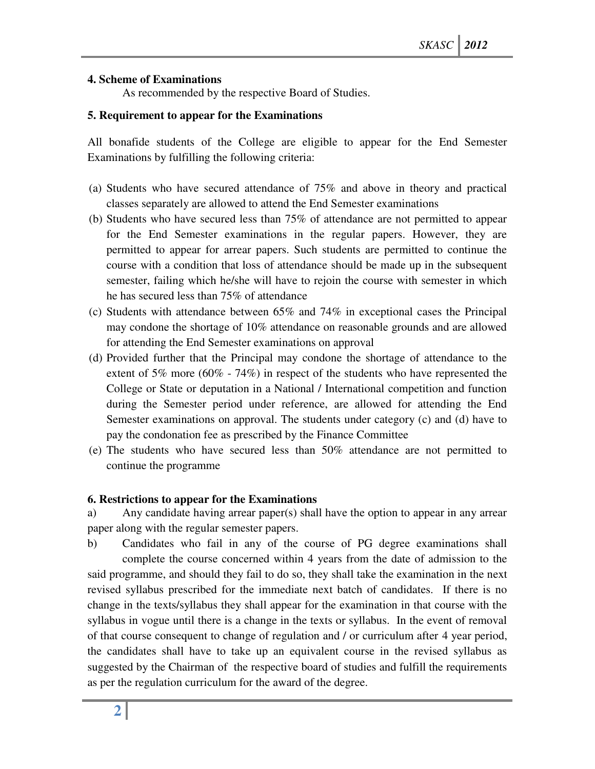**4. Scheme of Examinations**

As recommended by the respective Board of Studies.

**5. Requirement to appear for the Examinations**

All bonafide students of the College are eligible to appear for the End Semester Examinations by fulfilling the following criteria:

(a) Students who have secured attendance of 75% and above in theory and practical classes separately are allowed to attend the End Semester examinations
(b) Students who have secured less than 75% of attendance are not permitted to appear for the End Semester examinations in the regular papers. However, they are permitted to appear for arrear papers. Such students are permitted to continue the course with a condition that loss of attendance should be made up in the subsequent semester, failing which he/she will have to rejoin the course with semester in which he has secured less than 75% of attendance
(c) Students with attendance between 65% and 74% in exceptional cases the Principal may condone the shortage of 10% attendance on reasonable grounds and are allowed for attending the End Semester examinations on approval
(d) Provided further that the Principal may condone the shortage of attendance to the extent of 5% more (60% - 74%) in respect of the students who have represented the College or State or deputation in a National / International competition and function during the Semester period under reference, are allowed for attending the End Semester examinations on approval. The students under category (c) and (d) have to pay the condonation fee as prescribed by the Finance Committee
(e) The students who have secured less than 50% attendance are not permitted to continue the programme

**6. Restrictions to appear for the Examinations**

a) Any candidate having arrear paper(s) shall have the option to appear in any arrear paper along with the regular semester papers.

b) Candidates who fail in any of the course of PG degree examinations shall complete the course concerned within 4 years from the date of admission to the said programme, and should they fail to do so, they shall take the examination in the next revised syllabus prescribed for the immediate next batch of candidates. If there is no change in the texts/syllabus they shall appear for the examination in that course with the syllabus in vogue until there is a change in the texts or syllabus. In the event of removal of that course consequent to change of regulation and / or curriculum after 4 year period, the candidates shall have to take up an equivalent course in the revised syllabus as suggested by the Chairman of the respective board of studies and fulfill the requirements as per the regulation curriculum for the award of the degree.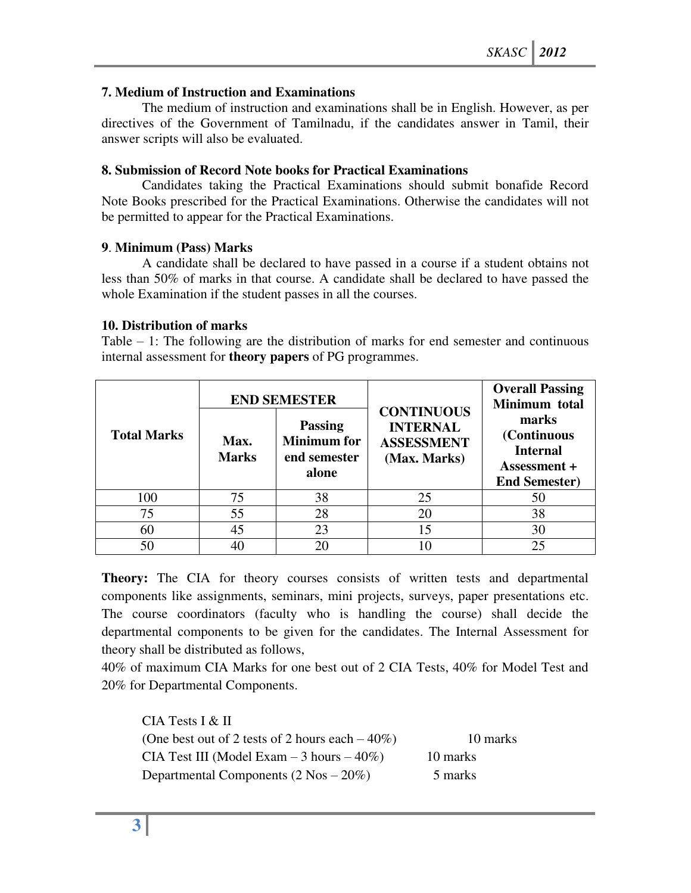## 7. Medium of Instruction and Examinations

The medium of instruction and examinations shall be in English. However, as per directives of the Government of Tamilnadu, if the candidates answer in Tamil, their answer scripts will also be evaluated.

## 8. Submission of Record Note books for Practical Examinations

Candidates taking the Practical Examinations should submit bonafide Record Note Books prescribed for the Practical Examinations. Otherwise the candidates will not be permitted to appear for the Practical Examinations.

## 9. Minimum (Pass) Marks

A candidate shall be declared to have passed in a course if a student obtains not less than 50% of marks in that course. A candidate shall be declared to have passed the whole Examination if the student passes in all the courses.

## 10. Distribution of marks

Table – 1: The following are the distribution of marks for end semester and continuous internal assessment for **theory papers** of PG programmes.

| Total Marks | END SEMESTER | | CONTINUOUS INTERNAL ASSESSMENT (Max. Marks) | Overall Passing Minimum total marks (Continuous Internal Assessment + End Semester) |
|---|---|---|---|---|
| | Max. Marks | Passing Minimum for end semester alone | | |
| 100 | 75 | 38 | 25 | 50 |
| 75 | 55 | 28 | 20 | 38 |
| 60 | 45 | 23 | 15 | 30 |
| 50 | 40 | 20 | 10 | 25 |

**Theory:** The CIA for theory courses consists of written tests and departmental components like assignments, seminars, mini projects, surveys, paper presentations etc. The course coordinators (faculty who is handling the course) shall decide the departmental components to be given for the candidates. The Internal Assessment for theory shall be distributed as follows,

40% of maximum CIA Marks for one best out of 2 CIA Tests, 40% for Model Test and 20% for Departmental Components.

CIA Tests I & II
(One best out of 2 tests of 2 hours each – 40%) 10 marks
CIA Test III (Model Exam – 3 hours – 40%) 10 marks
Departmental Components (2 Nos – 20%) 5 marks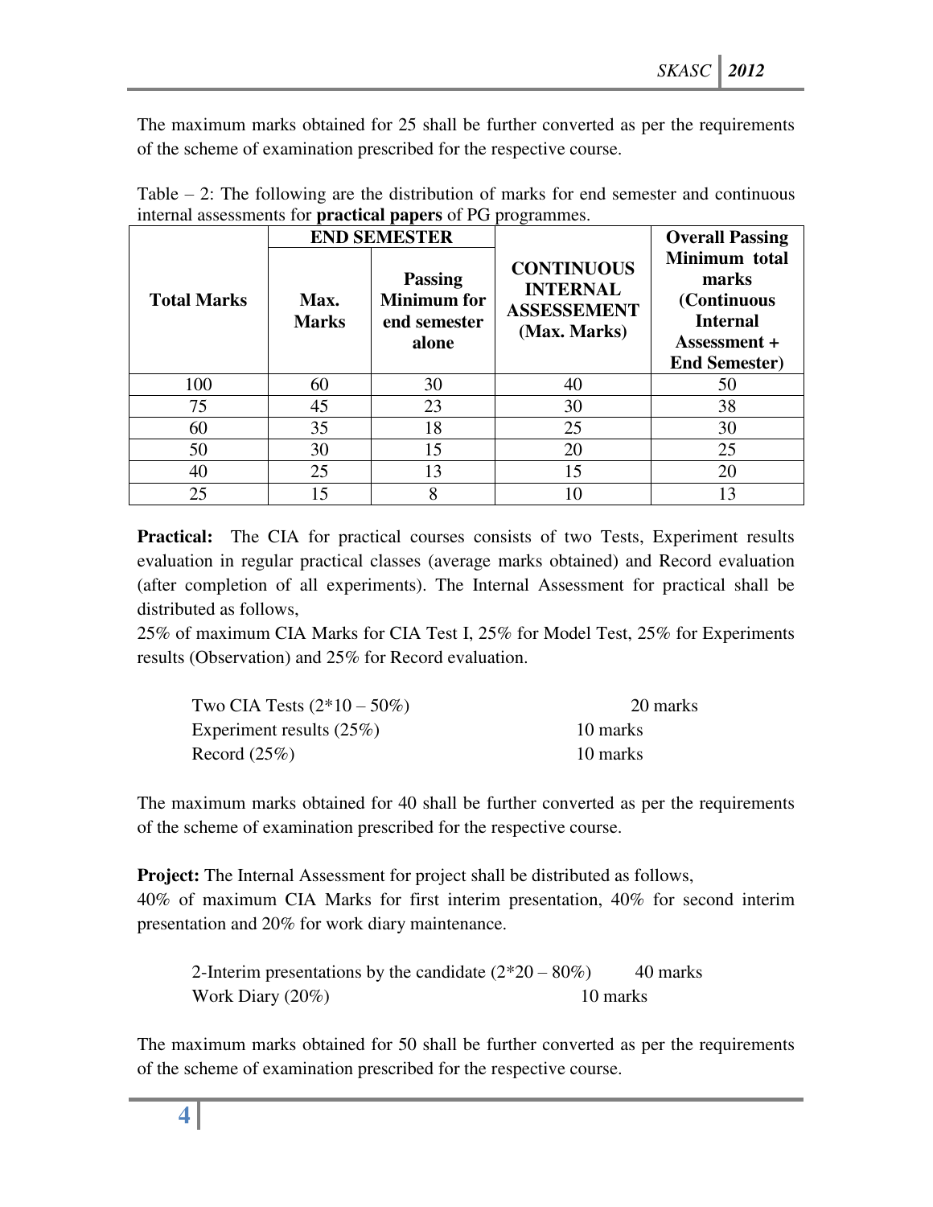The maximum marks obtained for 25 shall be further converted as per the requirements of the scheme of examination prescribed for the respective course.

Table – 2: The following are the distribution of marks for end semester and continuous internal assessments for **practical papers** of PG programmes.

| **Total Marks** | **END SEMESTER** | | **CONTINUOUS INTERNAL ASSESSEMENT (Max. Marks)** | **Overall Passing Minimum total marks (Continuous Internal Assessment + End Semester)** |
|---|---|---|---|---|
| | **Max. Marks** | **Passing Minimum for end semester alone** | | |
| 100 | 60 | 30 | 40 | 50 |
| 75 | 45 | 23 | 30 | 38 |
| 60 | 35 | 18 | 25 | 30 |
| 50 | 30 | 15 | 20 | 25 |
| 40 | 25 | 13 | 15 | 20 |
| 25 | 15 | 8 | 10 | 13 |

**Practical:** The CIA for practical courses consists of two Tests, Experiment results evaluation in regular practical classes (average marks obtained) and Record evaluation (after completion of all experiments). The Internal Assessment for practical shall be distributed as follows,
25% of maximum CIA Marks for CIA Test I, 25% for Model Test, 25% for Experiments results (Observation) and 25% for Record evaluation.

Two CIA Tests (2*10 – 50%) 20 marks
Experiment results (25%) 10 marks
Record (25%) 10 marks

The maximum marks obtained for 40 shall be further converted as per the requirements of the scheme of examination prescribed for the respective course.

**Project:** The Internal Assessment for project shall be distributed as follows,
40% of maximum CIA Marks for first interim presentation, 40% for second interim presentation and 20% for work diary maintenance.

2-Interim presentations by the candidate (2*20 – 80%) 40 marks
Work Diary (20%) 10 marks

The maximum marks obtained for 50 shall be further converted as per the requirements of the scheme of examination prescribed for the respective course.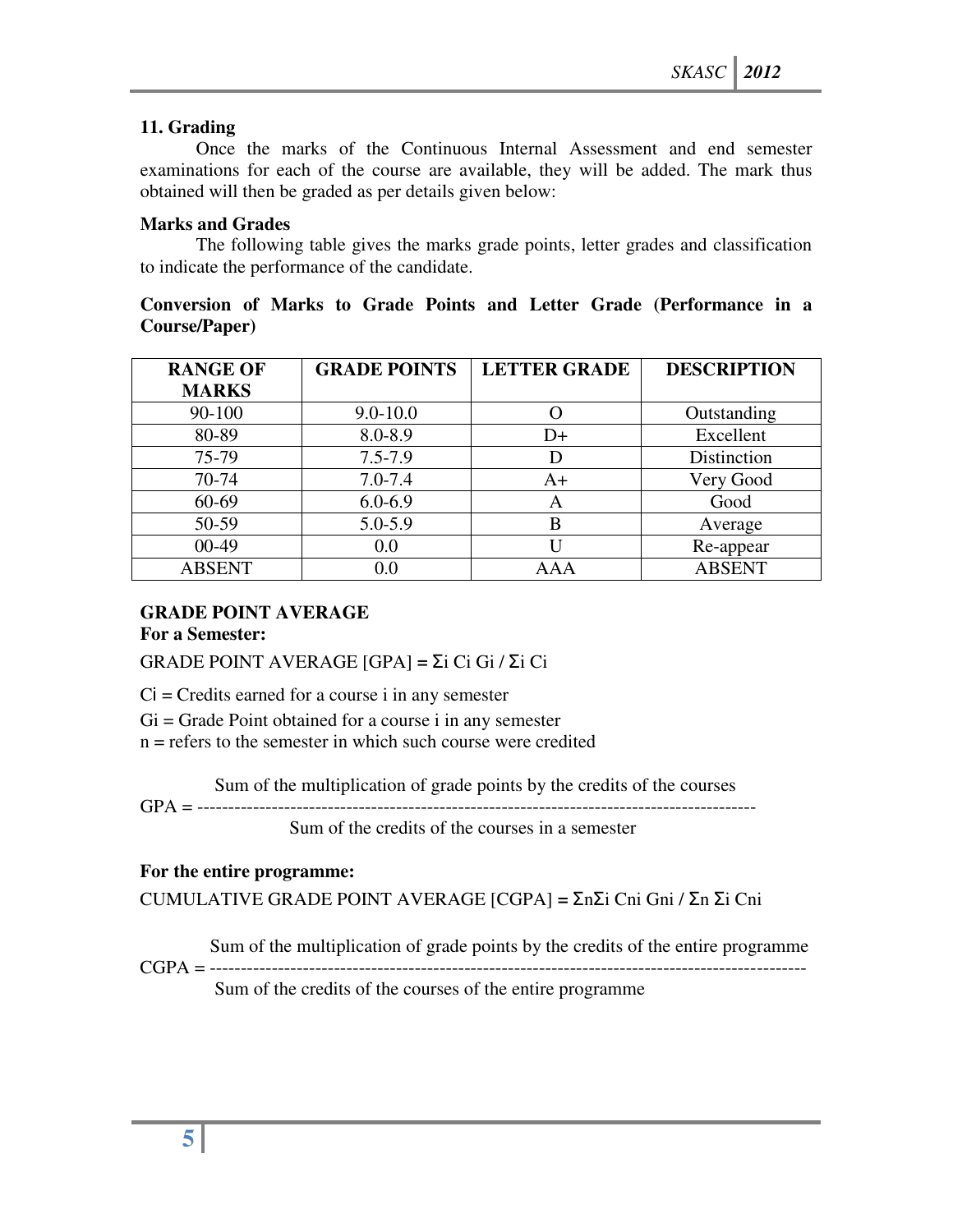## 11. Grading

Once the marks of the Continuous Internal Assessment and end semester examinations for each of the course are available, they will be added. The mark thus obtained will then be graded as per details given below:

### Marks and Grades

The following table gives the marks grade points, letter grades and classification to indicate the performance of the candidate.

**Conversion of Marks to Grade Points and Letter Grade (Performance in a Course/Paper)**

| RANGE OF MARKS | GRADE POINTS | LETTER GRADE | DESCRIPTION |
|---|---|---|---|
| 90-100 | 9.0-10.0 | O | Outstanding |
| 80-89 | 8.0-8.9 | D+ | Excellent |
| 75-79 | 7.5-7.9 | D | Distinction |
| 70-74 | 7.0-7.4 | A+ | Very Good |
| 60-69 | 6.0-6.9 | A | Good |
| 50-59 | 5.0-5.9 | B | Average |
| 00-49 | 0.0 | U | Re-appear |
| ABSENT | 0.0 | AAA | ABSENT |

### GRADE POINT AVERAGE

**For a Semester:**

GRADE POINT AVERAGE [GPA] = $\Sigma_i C_i G_i / \Sigma_i C_i$

$C_i$ = Credits earned for a course i in any semester

$G_i$ = Grade Point obtained for a course i in any semester

n = refers to the semester in which such course were credited

$$\text{GPA} = \frac{\text{Sum of the multiplication of grade points by the credits of the courses}}{\text{Sum of the credits of the courses in a semester}}$$

**For the entire programme:**

CUMULATIVE GRADE POINT AVERAGE [CGPA] = $\Sigma_n \Sigma_i C_{ni} G_{ni} / \Sigma_n \Sigma_i C_{ni}$

$$\text{CGPA} = \frac{\text{Sum of the multiplication of grade points by the credits of the entire programme}}{\text{Sum of the credits of the courses of the entire programme}}$$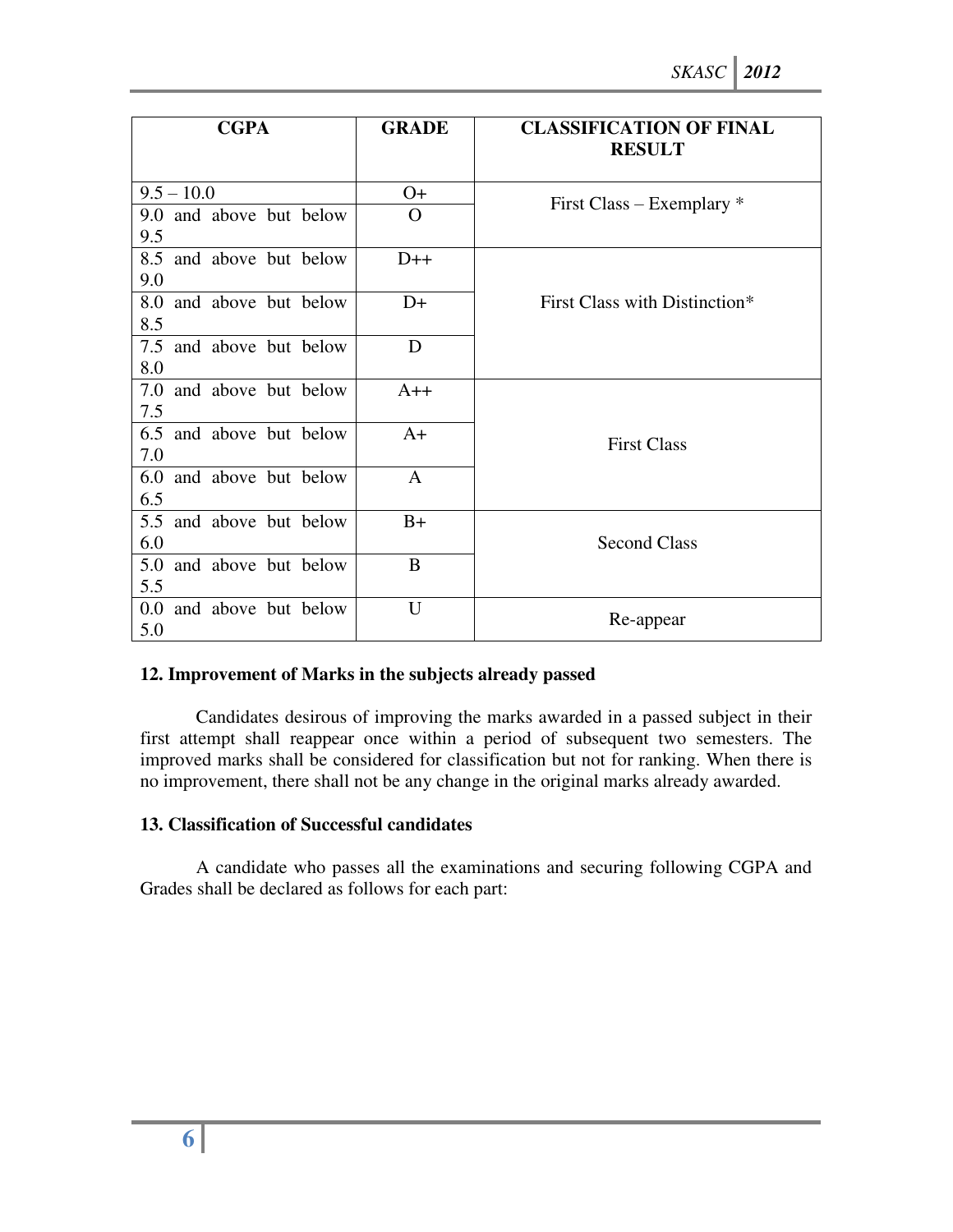| CGPA | GRADE | CLASSIFICATION OF FINAL RESULT |
|---|---|---|
| 9.5 – 10.0 | O+ | First Class – Exemplary * |
| 9.0 and above but below 9.5 | O | |
| 8.5 and above but below 9.0 | D++ | First Class with Distinction* |
| 8.0 and above but below 8.5 | D+ | |
| 7.5 and above but below 8.0 | D | |
| 7.0 and above but below 7.5 | A++ | First Class |
| 6.5 and above but below 7.0 | A+ | |
| 6.0 and above but below 6.5 | A | |
| 5.5 and above but below 6.0 | B+ | Second Class |
| 5.0 and above but below 5.5 | B | |
| 0.0 and above but below 5.0 | U | Re-appear |

**12. Improvement of Marks in the subjects already passed**

Candidates desirous of improving the marks awarded in a passed subject in their first attempt shall reappear once within a period of subsequent two semesters. The improved marks shall be considered for classification but not for ranking. When there is no improvement, there shall not be any change in the original marks already awarded.

**13. Classification of Successful candidates**

A candidate who passes all the examinations and securing following CGPA and Grades shall be declared as follows for each part: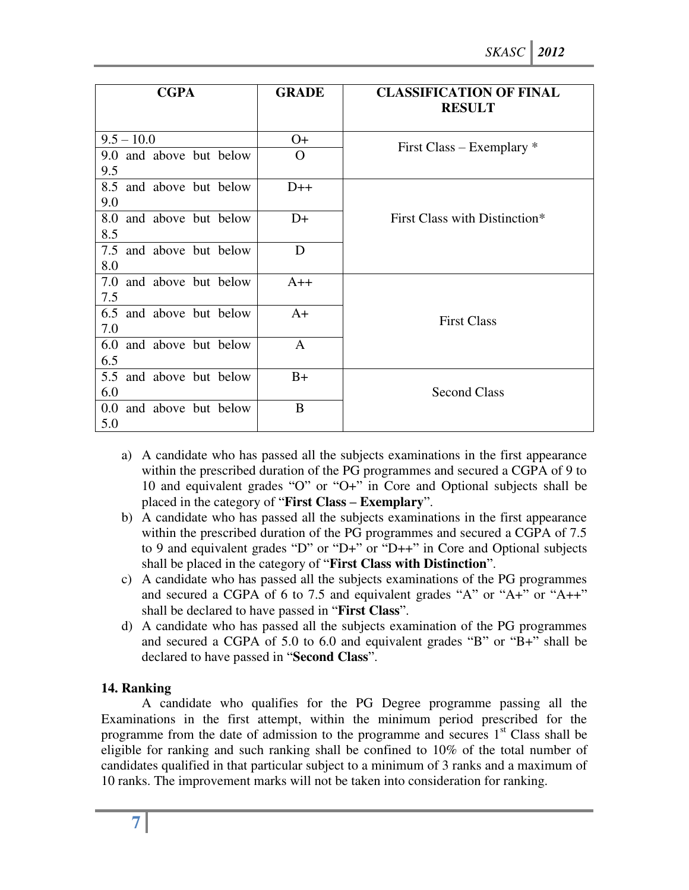| CGPA | GRADE | CLASSIFICATION OF FINAL RESULT |
|---|---|---|
| 9.5 – 10.0 | O+ | First Class – Exemplary * |
| 9.0 and above but below 9.5 | O | |
| 8.5 and above but below 9.0 | D++ | First Class with Distinction* |
| 8.0 and above but below 8.5 | D+ | |
| 7.5 and above but below 8.0 | D | |
| 7.0 and above but below 7.5 | A++ | First Class |
| 6.5 and above but below 7.0 | A+ | |
| 6.0 and above but below 6.5 | A | |
| 5.5 and above but below 6.0 | B+ | Second Class |
| 0.0 and above but below 5.0 | B | |

a) A candidate who has passed all the subjects examinations in the first appearance within the prescribed duration of the PG programmes and secured a CGPA of 9 to 10 and equivalent grades "O" or "O+" in Core and Optional subjects shall be placed in the category of "**First Class – Exemplary**".

b) A candidate who has passed all the subjects examinations in the first appearance within the prescribed duration of the PG programmes and secured a CGPA of 7.5 to 9 and equivalent grades "D" or "D+" or "D++" in Core and Optional subjects shall be placed in the category of "**First Class with Distinction**".

c) A candidate who has passed all the subjects examinations of the PG programmes and secured a CGPA of 6 to 7.5 and equivalent grades "A" or "A+" or "A++" shall be declared to have passed in "**First Class**".

d) A candidate who has passed all the subjects examination of the PG programmes and secured a CGPA of 5.0 to 6.0 and equivalent grades "B" or "B+" shall be declared to have passed in "**Second Class**".

**14. Ranking**

A candidate who qualifies for the PG Degree programme passing all the Examinations in the first attempt, within the minimum period prescribed for the programme from the date of admission to the programme and secures 1st Class shall be eligible for ranking and such ranking shall be confined to 10% of the total number of candidates qualified in that particular subject to a minimum of 3 ranks and a maximum of 10 ranks. The improvement marks will not be taken into consideration for ranking.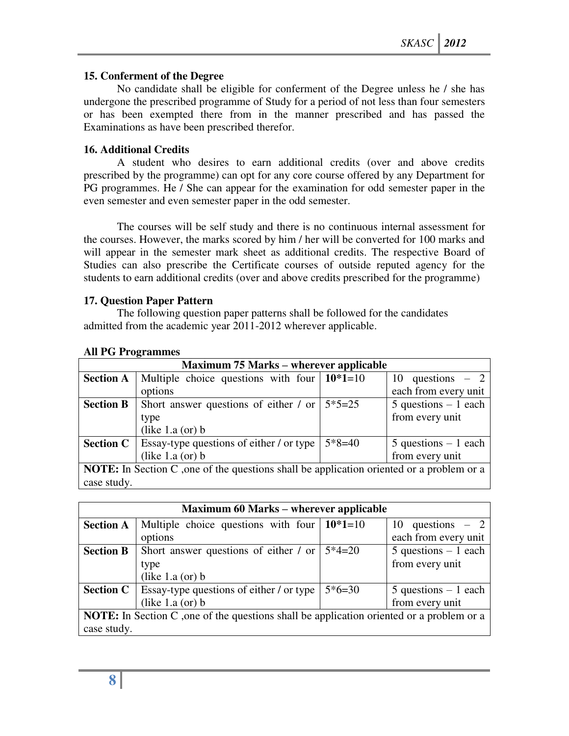### 15. Conferment of the Degree

No candidate shall be eligible for conferment of the Degree unless he / she has undergone the prescribed programme of Study for a period of not less than four semesters or has been exempted there from in the manner prescribed and has passed the Examinations as have been prescribed therefor.

### 16. Additional Credits

A student who desires to earn additional credits (over and above credits prescribed by the programme) can opt for any core course offered by any Department for PG programmes. He / She can appear for the examination for odd semester paper in the even semester and even semester paper in the odd semester.

The courses will be self study and there is no continuous internal assessment for the courses. However, the marks scored by him / her will be converted for 100 marks and will appear in the semester mark sheet as additional credits. The respective Board of Studies can also prescribe the Certificate courses of outside reputed agency for the students to earn additional credits (over and above credits prescribed for the programme)

### 17. Question Paper Pattern

The following question paper patterns shall be followed for the candidates admitted from the academic year 2011-2012 wherever applicable.

**All PG Programmes**

| **Maximum 75 Marks – wherever applicable** | | | |
|---|---|---|---|
| **Section A** | Multiple choice questions with four options | **10*1**=10 | 10 questions – 2 each from every unit |
| **Section B** | Short answer questions of either / or type (like 1.a (or) b | 5*5=25 | 5 questions – 1 each from every unit |
| **Section C** | Essay-type questions of either / or type (like 1.a (or) b | 5*8=40 | 5 questions – 1 each from every unit |
| **NOTE:** In Section C ,one of the questions shall be application oriented or a problem or a case study. | | | |

| **Maximum 60 Marks – wherever applicable** | | | |
|---|---|---|---|
| **Section A** | Multiple choice questions with four options | **10*1**=10 | 10 questions – 2 each from every unit |
| **Section B** | Short answer questions of either / or type (like 1.a (or) b | 5*4=20 | 5 questions – 1 each from every unit |
| **Section C** | Essay-type questions of either / or type (like 1.a (or) b | 5*6=30 | 5 questions – 1 each from every unit |
| **NOTE:** In Section C ,one of the questions shall be application oriented or a problem or a case study. | | | |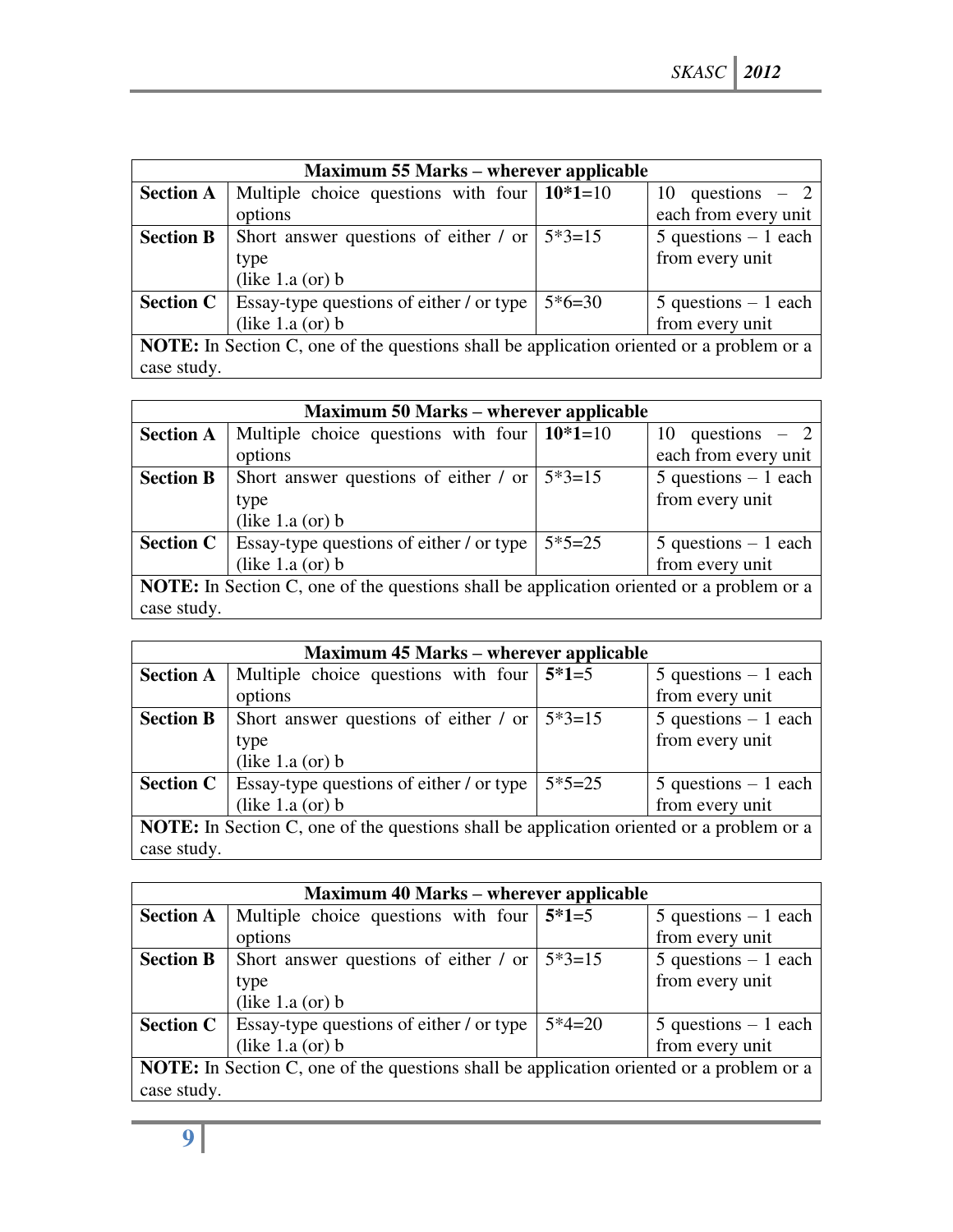| Maximum 55 Marks – wherever applicable | | | |
|---|---|---|---|
| **Section A** | Multiple choice questions with four options | **10*1**=10 | 10 questions – 2 each from every unit |
| **Section B** | Short answer questions of either / or type (like 1.a (or) b | 5*3=15 | 5 questions – 1 each from every unit |
| **Section C** | Essay-type questions of either / or type (like 1.a (or) b | 5*6=30 | 5 questions – 1 each from every unit |
| **NOTE:** In Section C, one of the questions shall be application oriented or a problem or a case study. | | | |

| Maximum 50 Marks – wherever applicable | | | |
|---|---|---|---|
| **Section A** | Multiple choice questions with four options | **10*1**=10 | 10 questions – 2 each from every unit |
| **Section B** | Short answer questions of either / or type (like 1.a (or) b | 5*3=15 | 5 questions – 1 each from every unit |
| **Section C** | Essay-type questions of either / or type (like 1.a (or) b | 5*5=25 | 5 questions – 1 each from every unit |
| **NOTE:** In Section C, one of the questions shall be application oriented or a problem or a case study. | | | |

| Maximum 45 Marks – wherever applicable | | | |
|---|---|---|---|
| **Section A** | Multiple choice questions with four options | **5*1**=5 | 5 questions – 1 each from every unit |
| **Section B** | Short answer questions of either / or type (like 1.a (or) b | 5*3=15 | 5 questions – 1 each from every unit |
| **Section C** | Essay-type questions of either / or type (like 1.a (or) b | 5*5=25 | 5 questions – 1 each from every unit |
| **NOTE:** In Section C, one of the questions shall be application oriented or a problem or a case study. | | | |

| Maximum 40 Marks – wherever applicable | | | |
|---|---|---|---|
| **Section A** | Multiple choice questions with four options | **5*1**=5 | 5 questions – 1 each from every unit |
| **Section B** | Short answer questions of either / or type (like 1.a (or) b | 5*3=15 | 5 questions – 1 each from every unit |
| **Section C** | Essay-type questions of either / or type (like 1.a (or) b | 5*4=20 | 5 questions – 1 each from every unit |
| **NOTE:** In Section C, one of the questions shall be application oriented or a problem or a case study. | | | |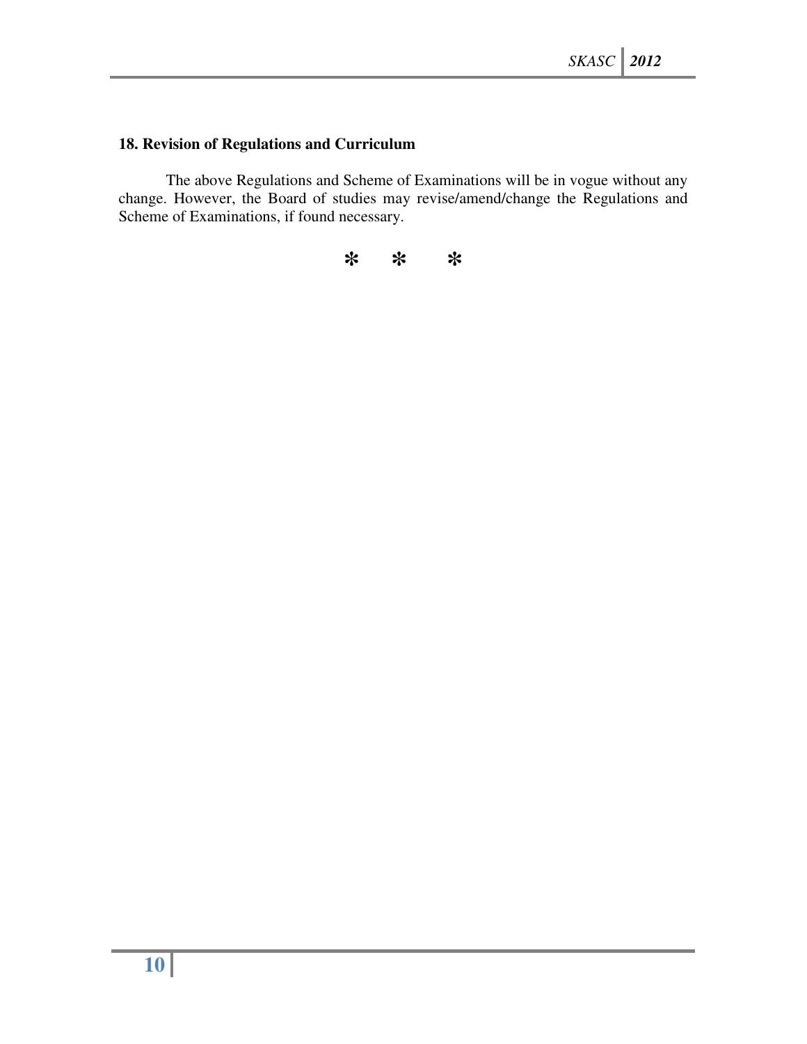### 18. Revision of Regulations and Curriculum

The above Regulations and Scheme of Examinations will be in vogue without any change. However, the Board of studies may revise/amend/change the Regulations and Scheme of Examinations, if found necessary.

✻ ✻ ✻